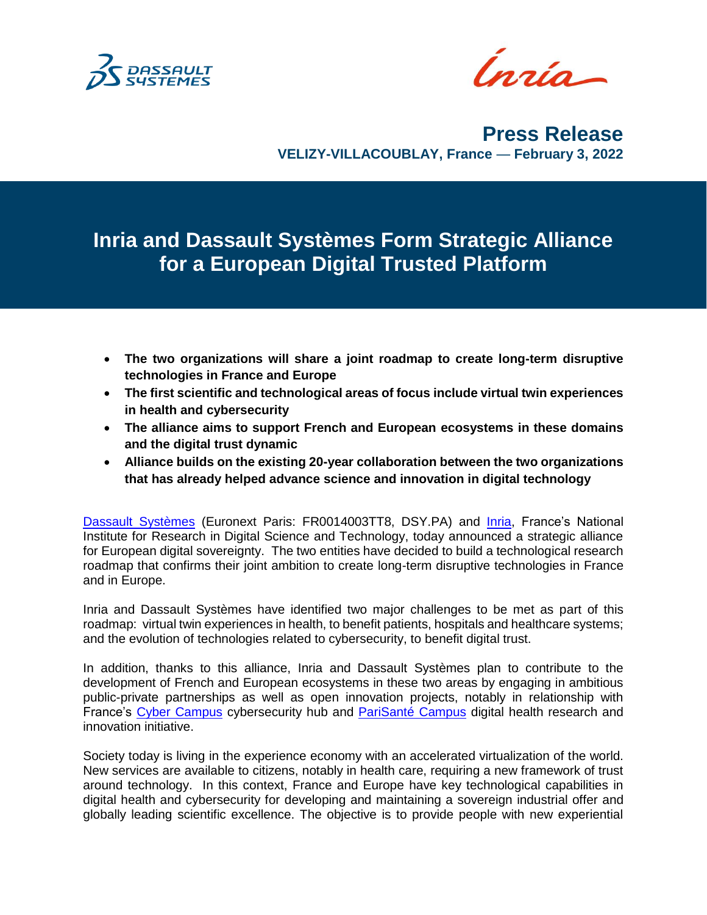# Press Release

**VELIZY-VILLACOUBLAY, France — February 3, 2022**

# Inria and Dassault Systèmes Form Strategic Alliance for a European Digital Trusted Platform

- **The two organizations will share a joint roadmap to create long-term disruptive technologies in France and Europe**
- **The first scientific and technological areas of focus include virtual twin experiences in health and cybersecurity**
- **The alliance aims to support French and European ecosystems in these domains and the digital trust dynamic**
- **Alliance builds on the existing 20-year collaboration between the two organizations that has already helped advance science and innovation in digital technology**

Dassault Systèmes (Euronext Paris: FR0014003TT8, DSY.PA) and Inria, France's National Institute for Research in Digital Science and Technology, today announced a strategic alliance for European digital sovereignty. The two entities have decided to build a technological research roadmap that confirms their joint ambition to create long-term disruptive technologies in France and in Europe.

Inria and Dassault Systèmes have identified two major challenges to be met as part of this roadmap: virtual twin experiences in health, to benefit patients, hospitals and healthcare systems; and the evolution of technologies related to cybersecurity, to benefit digital trust.

In addition, thanks to this alliance, Inria and Dassault Systèmes plan to contribute to the development of French and European ecosystems in these two areas by engaging in ambitious public-private partnerships as well as open innovation projects, notably in relationship with France's Cyber Campus cybersecurity hub and PariSanté Campus digital health research and innovation initiative.

Society today is living in the experience economy with an accelerated virtualization of the world. New services are available to citizens, notably in health care, requiring a new framework of trust around technology. In this context, France and Europe have key technological capabilities in digital health and cybersecurity for developing and maintaining a sovereign industrial offer and globally leading scientific excellence. The objective is to provide people with new experiential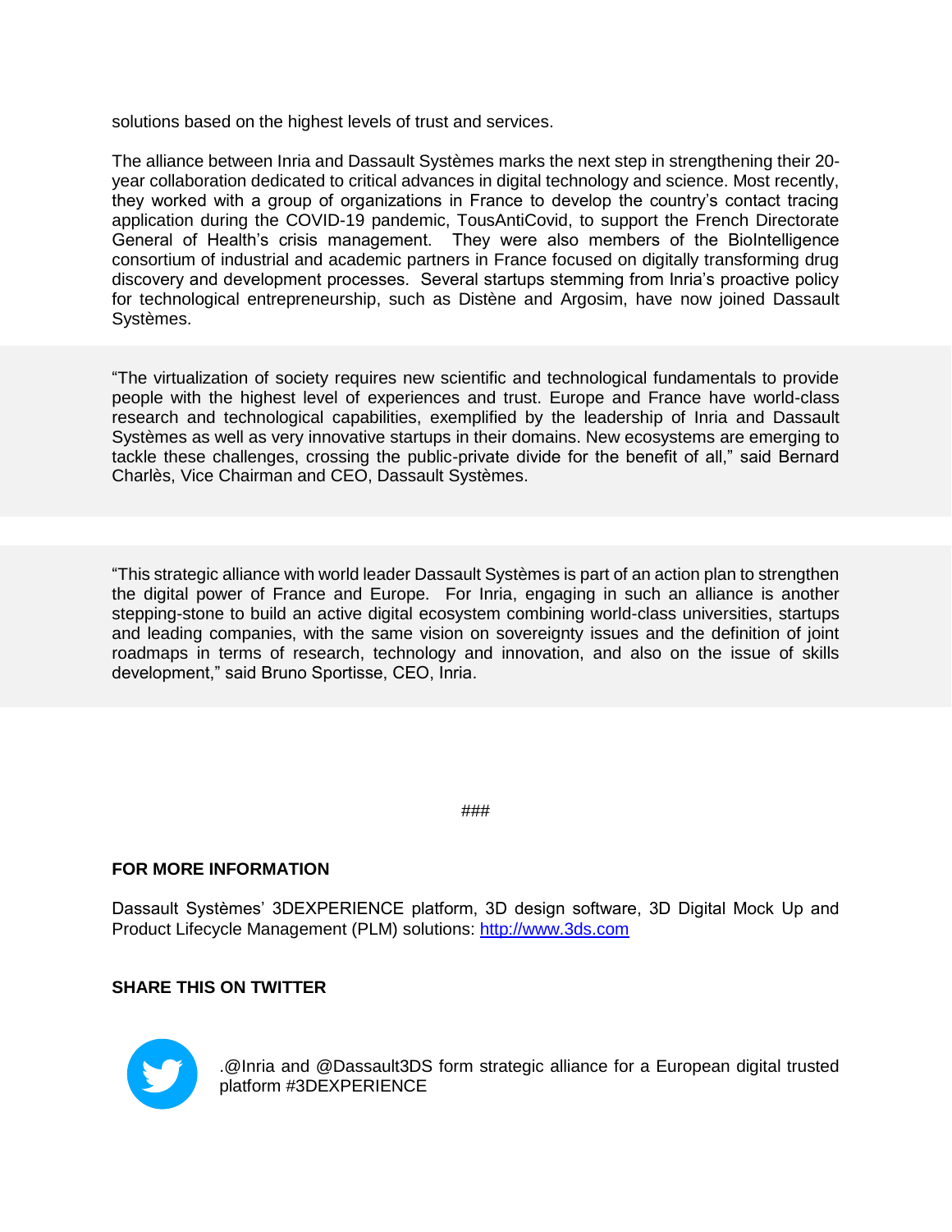solutions based on the highest levels of trust and services.

The alliance between Inria and Dassault Systèmes marks the next step in strengthening their 20-year collaboration dedicated to critical advances in digital technology and science. Most recently, they worked with a group of organizations in France to develop the country's contact tracing application during the COVID-19 pandemic, TousAntiCovid, to support the French Directorate General of Health's crisis management. They were also members of the BioIntelligence consortium of industrial and academic partners in France focused on digitally transforming drug discovery and development processes. Several startups stemming from Inria's proactive policy for technological entrepreneurship, such as Distène and Argosim, have now joined Dassault Systèmes.

"The virtualization of society requires new scientific and technological fundamentals to provide people with the highest level of experiences and trust. Europe and France have world-class research and technological capabilities, exemplified by the leadership of Inria and Dassault Systèmes as well as very innovative startups in their domains. New ecosystems are emerging to tackle these challenges, crossing the public-private divide for the benefit of all," said Bernard Charlès, Vice Chairman and CEO, Dassault Systèmes.

"This strategic alliance with world leader Dassault Systèmes is part of an action plan to strengthen the digital power of France and Europe. For Inria, engaging in such an alliance is another stepping-stone to build an active digital ecosystem combining world-class universities, startups and leading companies, with the same vision on sovereignty issues and the definition of joint roadmaps in terms of research, technology and innovation, and also on the issue of skills development," said Bruno Sportisse, CEO, Inria.

###

**FOR MORE INFORMATION**

Dassault Systèmes' 3DEXPERIENCE platform, 3D design software, 3D Digital Mock Up and Product Lifecycle Management (PLM) solutions: [http://www.3ds.com](http://www.3ds.com)

**SHARE THIS ON TWITTER**

.@Inria and @Dassault3DS form strategic alliance for a European digital trusted platform #3DEXPERIENCE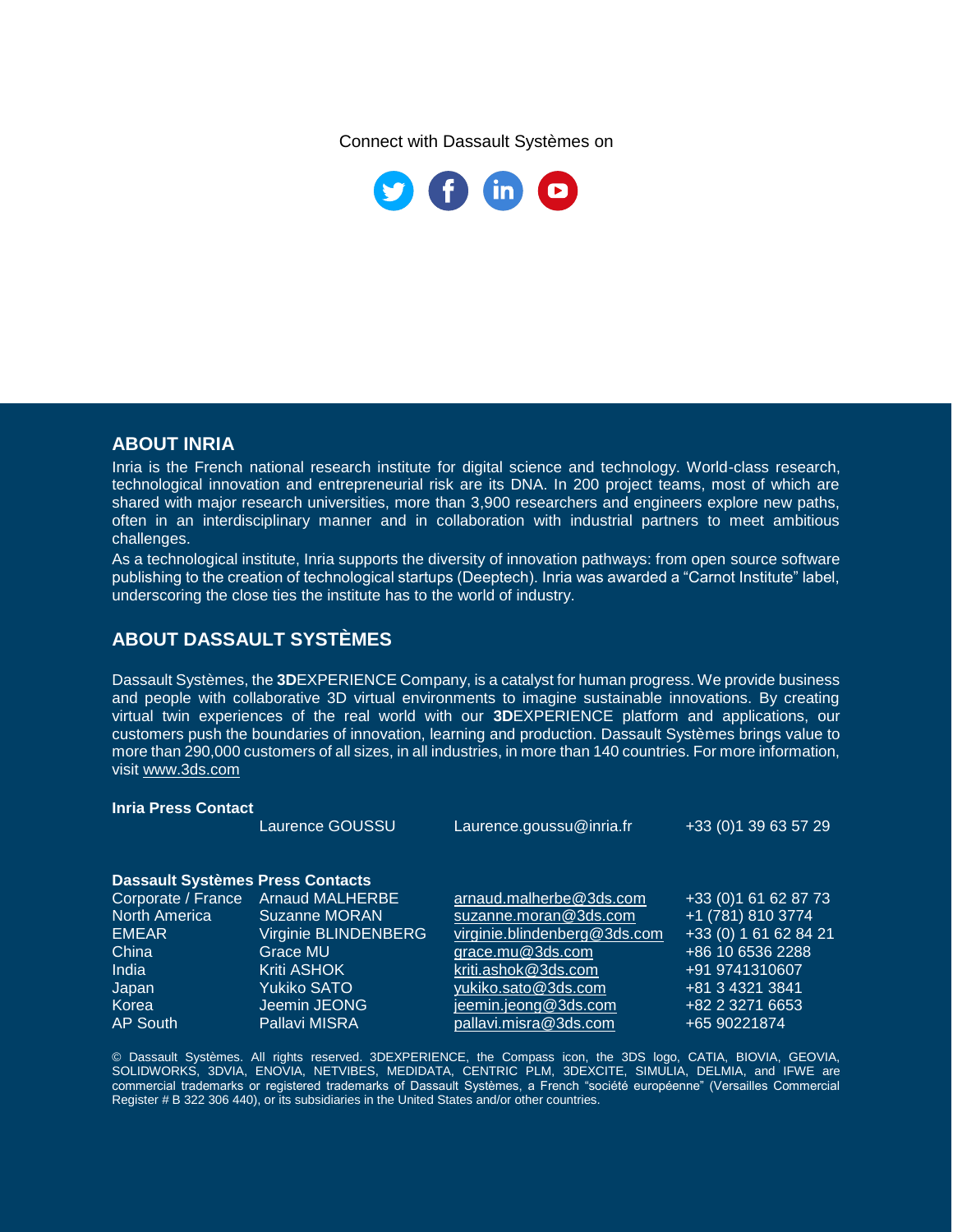Connect with Dassault Systèmes on

## ABOUT INRIA

Inria is the French national research institute for digital science and technology. World-class research, technological innovation and entrepreneurial risk are its DNA. In 200 project teams, most of which are shared with major research universities, more than 3,900 researchers and engineers explore new paths, often in an interdisciplinary manner and in collaboration with industrial partners to meet ambitious challenges.

As a technological institute, Inria supports the diversity of innovation pathways: from open source software publishing to the creation of technological startups (Deeptech). Inria was awarded a “Carnot Institute” label, underscoring the close ties the institute has to the world of industry.

## ABOUT DASSAULT SYSTÈMES

Dassault Systèmes, the **3D**EXPERIENCE Company, is a catalyst for human progress. We provide business and people with collaborative 3D virtual environments to imagine sustainable innovations. By creating virtual twin experiences of the real world with our **3D**EXPERIENCE platform and applications, our customers push the boundaries of innovation, learning and production. Dassault Systèmes brings value to more than 290,000 customers of all sizes, in all industries, in more than 140 countries. For more information, visit www.3ds.com

**Inria Press Contact**

| | | | |
|---|---|---|---|
| | Laurence GOUSSU | Laurence.goussu@inria.fr | +33 (0)1 39 63 57 29 |

**Dassault Systèmes Press Contacts**

| | | | |
|---|---|---|---|
| Corporate / France | Arnaud MALHERBE | arnaud.malherbe@3ds.com | +33 (0)1 61 62 87 73 |
| North America | Suzanne MORAN | suzanne.moran@3ds.com | +1 (781) 810 3774 |
| EMEAR | Virginie BLINDENBERG | virginie.blindenberg@3ds.com | +33 (0) 1 61 62 84 21 |
| China | Grace MU | grace.mu@3ds.com | +86 10 6536 2288 |
| India | Kriti ASHOK | kriti.ashok@3ds.com | +91 9741310607 |
| Japan | Yukiko SATO | yukiko.sato@3ds.com | +81 3 4321 3841 |
| Korea | Jeemin JEONG | jeemin.jeong@3ds.com | +82 2 3271 6653 |
| AP South | Pallavi MISRA | pallavi.misra@3ds.com | +65 90221874 |

© Dassault Systèmes. All rights reserved. 3DEXPERIENCE, the Compass icon, the 3DS logo, CATIA, BIOVIA, GEOVIA, SOLIDWORKS, 3DVIA, ENOVIA, NETVIBES, MEDIDATA, CENTRIC PLM, 3DEXCITE, SIMULIA, DELMIA, and IFWE are commercial trademarks or registered trademarks of Dassault Systèmes, a French “société européenne” (Versailles Commercial Register # B 322 306 440), or its subsidiaries in the United States and/or other countries.